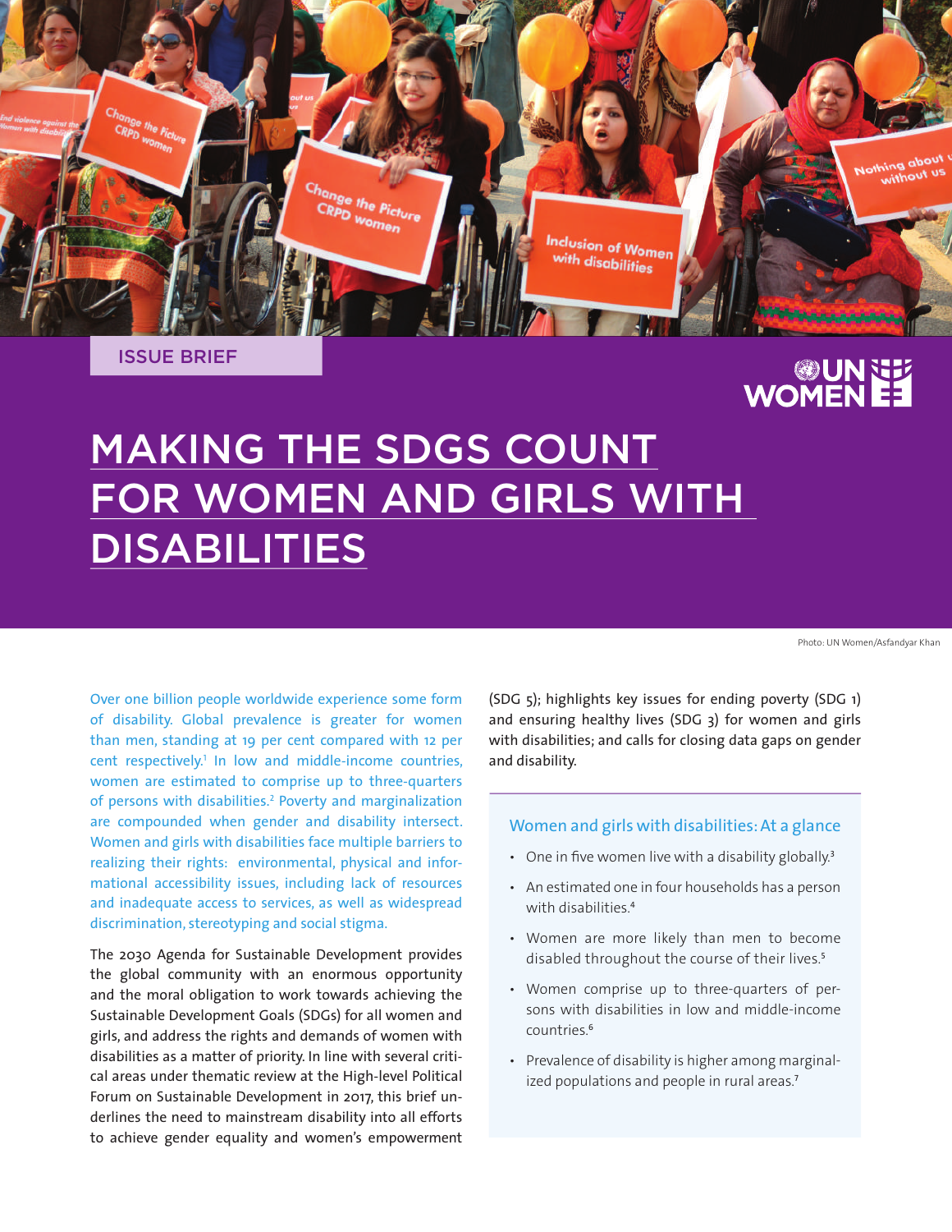ISSUE BRIEF

# MAKING THE SDGS COUNT FOR WOMEN AND GIRLS WITH DISABILITIES

Photo: UN Women/Asfandyar Khan

Over one billion people worldwide experience some form of disability. Global prevalence is greater for women than men, standing at 19 per cent compared with 12 per cent respectively.[1] In low and middle-income countries, women are estimated to comprise up to three-quarters of persons with disabilities.[2] Poverty and marginalization are compounded when gender and disability intersect. Women and girls with disabilities face multiple barriers to realizing their rights: environmental, physical and informational accessibility issues, including lack of resources and inadequate access to services, as well as widespread discrimination, stereotyping and social stigma.

The 2030 Agenda for Sustainable Development provides the global community with an enormous opportunity and the moral obligation to work towards achieving the Sustainable Development Goals (SDGs) for all women and girls, and address the rights and demands of women with disabilities as a matter of priority. In line with several critical areas under thematic review at the High-level Political Forum on Sustainable Development in 2017, this brief underlines the need to mainstream disability into all efforts to achieve gender equality and women's empowerment (SDG 5); highlights key issues for ending poverty (SDG 1) and ensuring healthy lives (SDG 3) for women and girls with disabilities; and calls for closing data gaps on gender and disability.

## Women and girls with disabilities: At a glance

- One in five women live with a disability globally.[3]
- An estimated one in four households has a person with disabilities.[4]
- Women are more likely than men to become disabled throughout the course of their lives.[5]
- Women comprise up to three-quarters of persons with disabilities in low and middle-income countries.[6]
- Prevalence of disability is higher among marginalized populations and people in rural areas.[7]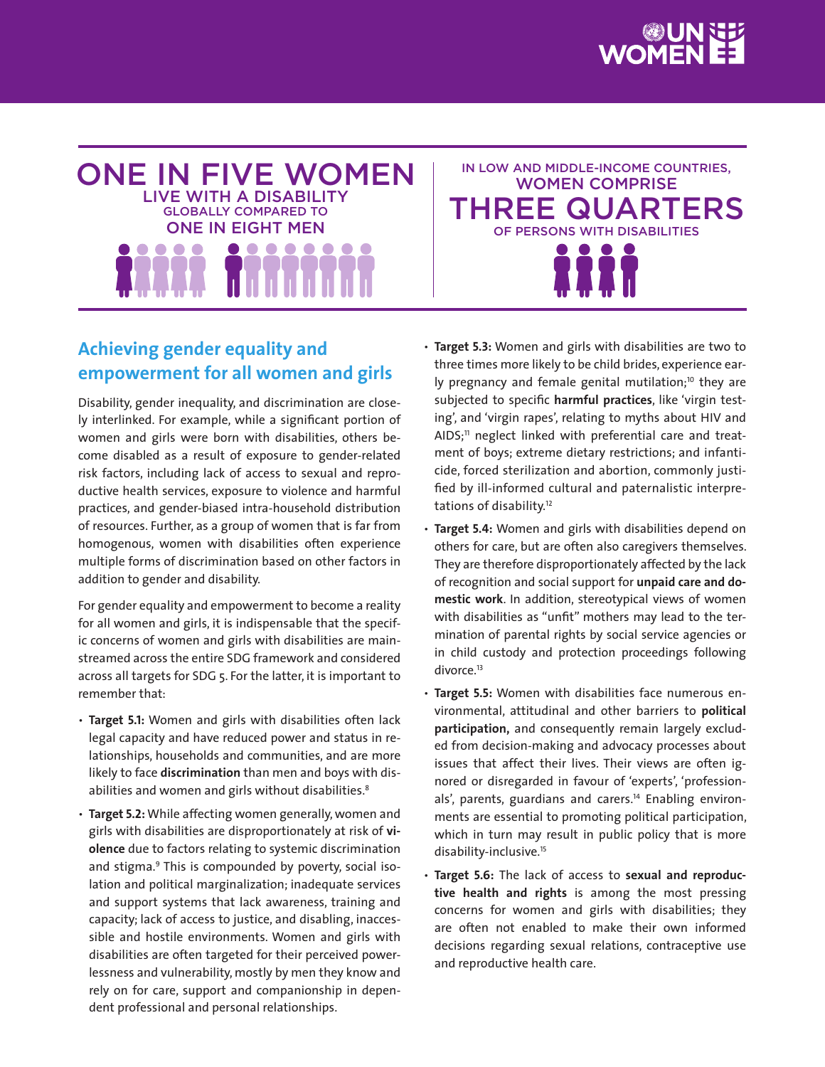ONE IN FIVE WOMEN LIVE WITH A DISABILITY GLOBALLY COMPARED TO ONE IN EIGHT MEN

IN LOW AND MIDDLE-INCOME COUNTRIES, WOMEN COMPRISE THREE QUARTERS OF PERSONS WITH DISABILITIES

## Achieving gender equality and empowerment for all women and girls

Disability, gender inequality, and discrimination are closely interlinked. For example, while a significant portion of women and girls were born with disabilities, others become disabled as a result of exposure to gender-related risk factors, including lack of access to sexual and reproductive health services, exposure to violence and harmful practices, and gender-biased intra-household distribution of resources. Further, as a group of women that is far from homogenous, women with disabilities often experience multiple forms of discrimination based on other factors in addition to gender and disability.

For gender equality and empowerment to become a reality for all women and girls, it is indispensable that the specific concerns of women and girls with disabilities are mainstreamed across the entire SDG framework and considered across all targets for SDG 5. For the latter, it is important to remember that:

- **Target 5.1:** Women and girls with disabilities often lack legal capacity and have reduced power and status in relationships, households and communities, and are more likely to face **discrimination** than men and boys with disabilities and women and girls without disabilities.[8]
- **Target 5.2:** While affecting women generally, women and girls with disabilities are disproportionately at risk of **violence** due to factors relating to systemic discrimination and stigma.[9] This is compounded by poverty, social isolation and political marginalization; inadequate services and support systems that lack awareness, training and capacity; lack of access to justice, and disabling, inaccessible and hostile environments. Women and girls with disabilities are often targeted for their perceived powerlessness and vulnerability, mostly by men they know and rely on for care, support and companionship in dependent professional and personal relationships.
- **Target 5.3:** Women and girls with disabilities are two to three times more likely to be child brides, experience early pregnancy and female genital mutilation;[10] they are subjected to specific **harmful practices**, like 'virgin testing', and 'virgin rapes', relating to myths about HIV and AIDS;[11] neglect linked with preferential care and treatment of boys; extreme dietary restrictions; and infanticide, forced sterilization and abortion, commonly justified by ill-informed cultural and paternalistic interpretations of disability.[12]
- **Target 5.4:** Women and girls with disabilities depend on others for care, but are often also caregivers themselves. They are therefore disproportionately affected by the lack of recognition and social support for **unpaid care and domestic work**. In addition, stereotypical views of women with disabilities as "unfit" mothers may lead to the termination of parental rights by social service agencies or in child custody and protection proceedings following divorce.[13]
- **Target 5.5:** Women with disabilities face numerous environmental, attitudinal and other barriers to **political participation,** and consequently remain largely excluded from decision-making and advocacy processes about issues that affect their lives. Their views are often ignored or disregarded in favour of 'experts', 'professionals', parents, guardians and carers.[14] Enabling environments are essential to promoting political participation, which in turn may result in public policy that is more disability-inclusive.[15]
- **Target 5.6:** The lack of access to **sexual and reproductive health and rights** is among the most pressing concerns for women and girls with disabilities; they are often not enabled to make their own informed decisions regarding sexual relations, contraceptive use and reproductive health care.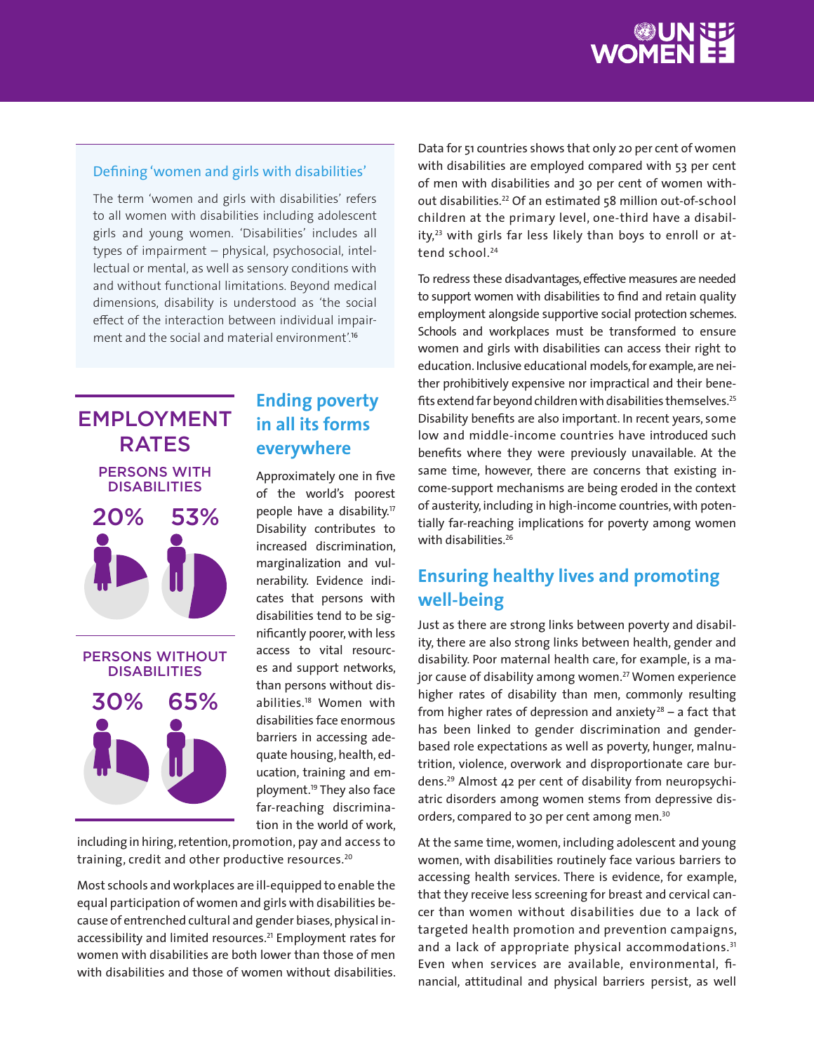### Defining 'women and girls with disabilities'

The term 'women and girls with disabilities' refers to all women with disabilities including adolescent girls and young women. 'Disabilities' includes all types of impairment – physical, psychosocial, intellectual or mental, as well as sensory conditions with and without functional limitations. Beyond medical dimensions, disability is understood as 'the social effect of the interaction between individual impairment and the social and material environment'.[16]

**EMPLOYMENT RATES**

**PERSONS WITH DISABILITIES**

20% 53%

**PERSONS WITHOUT DISABILITIES**

30% 65%

## Ending poverty in all its forms everywhere

Approximately one in five of the world's poorest people have a disability.[17] Disability contributes to increased discrimination, marginalization and vulnerability. Evidence indicates that persons with disabilities tend to be significantly poorer, with less access to vital resources and support networks, than persons without disabilities.[18] Women with disabilities face enormous barriers in accessing adequate housing, health, education, training and employment.[19] They also face far-reaching discrimination in the world of work, including in hiring, retention, promotion, pay and access to training, credit and other productive resources.[20]

Most schools and workplaces are ill-equipped to enable the equal participation of women and girls with disabilities because of entrenched cultural and gender biases, physical inaccessibility and limited resources.[21] Employment rates for women with disabilities are both lower than those of men with disabilities and those of women without disabilities. Data for 51 countries shows that only 20 per cent of women with disabilities are employed compared with 53 per cent of men with disabilities and 30 per cent of women without disabilities.[22] Of an estimated 58 million out-of-school children at the primary level, one-third have a disability,[23] with girls far less likely than boys to enroll or attend school.[24]

To redress these disadvantages, effective measures are needed to support women with disabilities to find and retain quality employment alongside supportive social protection schemes. Schools and workplaces must be transformed to ensure women and girls with disabilities can access their right to education. Inclusive educational models, for example, are neither prohibitively expensive nor impractical and their benefits extend far beyond children with disabilities themselves.[25] Disability benefits are also important. In recent years, some low and middle-income countries have introduced such benefits where they were previously unavailable. At the same time, however, there are concerns that existing income-support mechanisms are being eroded in the context of austerity, including in high-income countries, with potentially far-reaching implications for poverty among women with disabilities.[26]

## Ensuring healthy lives and promoting well-being

Just as there are strong links between poverty and disability, there are also strong links between health, gender and disability. Poor maternal health care, for example, is a major cause of disability among women.[27] Women experience higher rates of disability than men, commonly resulting from higher rates of depression and anxiety[28] – a fact that has been linked to gender discrimination and gender-based role expectations as well as poverty, hunger, malnutrition, violence, overwork and disproportionate care burdens.[29] Almost 42 per cent of disability from neuropsychiatric disorders among women stems from depressive disorders, compared to 30 per cent among men.[30]

At the same time, women, including adolescent and young women, with disabilities routinely face various barriers to accessing health services. There is evidence, for example, that they receive less screening for breast and cervical cancer than women without disabilities due to a lack of targeted health promotion and prevention campaigns, and a lack of appropriate physical accommodations.[31] Even when services are available, environmental, financial, attitudinal and physical barriers persist, as well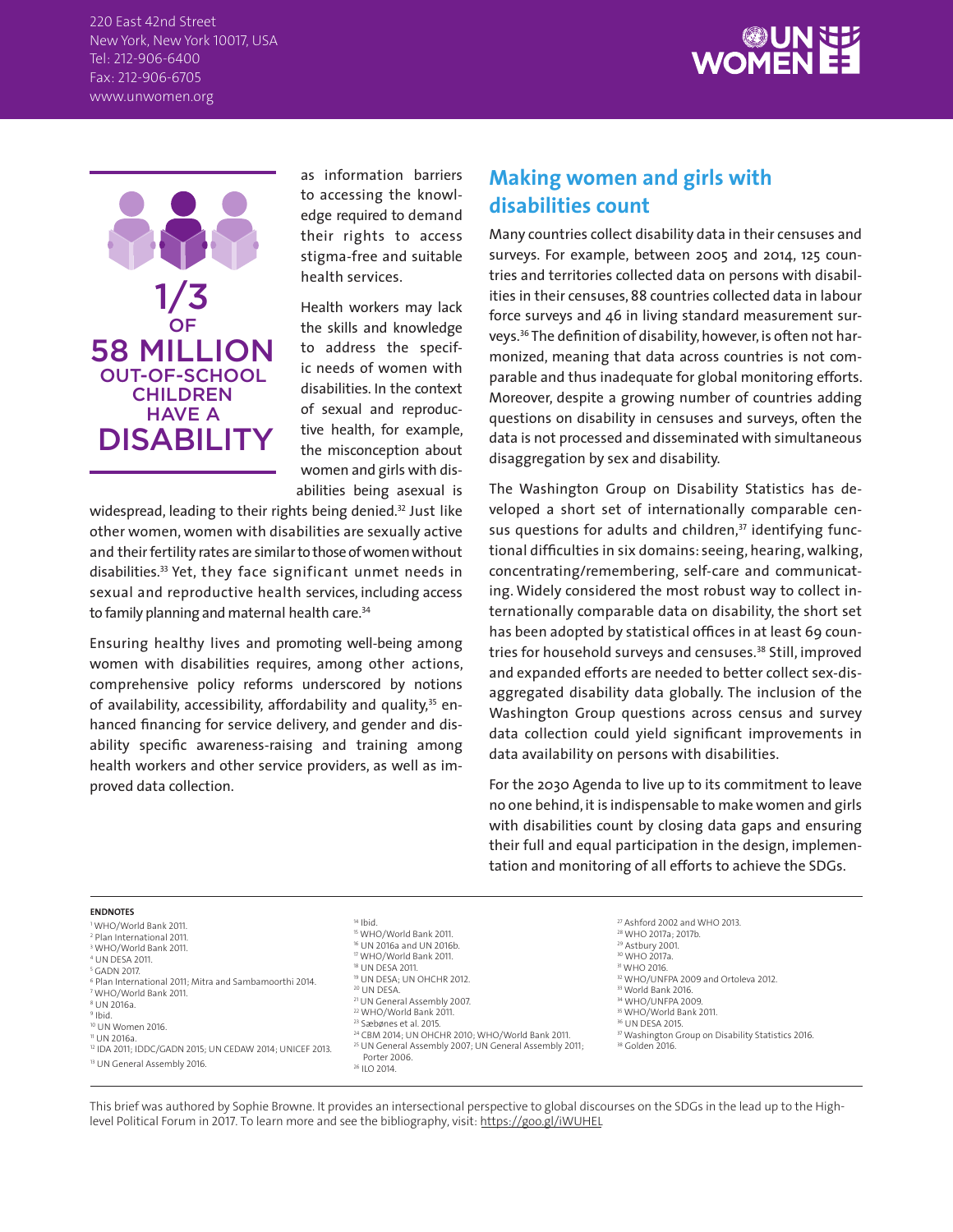220 East 42nd Street
New York, New York 10017, USA
Tel: 212-906-6400
Fax: 212-906-6705
www.unwomen.org

1/3 OF 58 MILLION OUT-OF-SCHOOL CHILDREN HAVE A DISABILITY

as information barriers to accessing the knowledge required to demand their rights to access stigma-free and suitable health services.

Health workers may lack the skills and knowledge to address the specific needs of women with disabilities. In the context of sexual and reproductive health, for example, the misconception about women and girls with disabilities being asexual is widespread, leading to their rights being denied.[32] Just like other women, women with disabilities are sexually active and their fertility rates are similar to those of women without disabilities.[33] Yet, they face significant unmet needs in sexual and reproductive health services, including access to family planning and maternal health care.[34]

Ensuring healthy lives and promoting well-being among women with disabilities requires, among other actions, comprehensive policy reforms underscored by notions of availability, accessibility, affordability and quality,[35] enhanced financing for service delivery, and gender and disability specific awareness-raising and training among health workers and other service providers, as well as improved data collection.

## Making women and girls with disabilities count

Many countries collect disability data in their censuses and surveys. For example, between 2005 and 2014, 125 countries and territories collected data on persons with disabilities in their censuses, 88 countries collected data in labour force surveys and 46 in living standard measurement surveys.[36] The definition of disability, however, is often not harmonized, meaning that data across countries is not comparable and thus inadequate for global monitoring efforts. Moreover, despite a growing number of countries adding questions on disability in censuses and surveys, often the data is not processed and disseminated with simultaneous disaggregation by sex and disability.

The Washington Group on Disability Statistics has developed a short set of internationally comparable census questions for adults and children,[37] identifying functional difficulties in six domains: seeing, hearing, walking, concentrating/remembering, self-care and communicating. Widely considered the most robust way to collect internationally comparable data on disability, the short set has been adopted by statistical offices in at least 69 countries for household surveys and censuses.[38] Still, improved and expanded efforts are needed to better collect sex-disaggregated disability data globally. The inclusion of the Washington Group questions across census and survey data collection could yield significant improvements in data availability on persons with disabilities.

For the 2030 Agenda to live up to its commitment to leave no one behind, it is indispensable to make women and girls with disabilities count by closing data gaps and ensuring their full and equal participation in the design, implementation and monitoring of all efforts to achieve the SDGs.

**ENDNOTES**

1 WHO/World Bank 2011.
2 Plan International 2011.
3 WHO/World Bank 2011.
4 UN DESA 2011.
5 GADN 2017.
6 Plan International 2011; Mitra and Sambamoorthi 2014.
7 WHO/World Bank 2011.
8 UN 2016a.
9 Ibid.
10 UN Women 2016.
11 UN 2016a.
12 IDA 2011; IDDC/GADN 2015; UN CEDAW 2014; UNICEF 2013.
13 UN General Assembly 2016.
14 Ibid.
15 WHO/World Bank 2011.
16 UN 2016a and UN 2016b.
17 WHO/World Bank 2011.
18 UN DESA 2011.
19 UN DESA; UN OHCHR 2012.
20 UN DESA.
21 UN General Assembly 2007.
22 WHO/World Bank 2011.
23 Sæbønes et al. 2015.
24 CBM 2014; UN OHCHR 2010; WHO/World Bank 2011.
25 UN General Assembly 2007; UN General Assembly 2011; Porter 2006.
26 ILO 2014.
27 Ashford 2002 and WHO 2013.
28 WHO 2017a; 2017b.
29 Astbury 2001.
30 WHO 2017a.
31 WHO 2016.
32 WHO/UNFPA 2009 and Ortoleva 2012.
33 World Bank 2016.
34 WHO/UNFPA 2009.
35 WHO/World Bank 2011.
36 UN DESA 2015.
37 Washington Group on Disability Statistics 2016.
38 Golden 2016.

This brief was authored by Sophie Browne. It provides an intersectional perspective to global discourses on the SDGs in the lead up to the High-level Political Forum in 2017. To learn more and see the bibliography, visit: https://goo.gl/iWUHEL